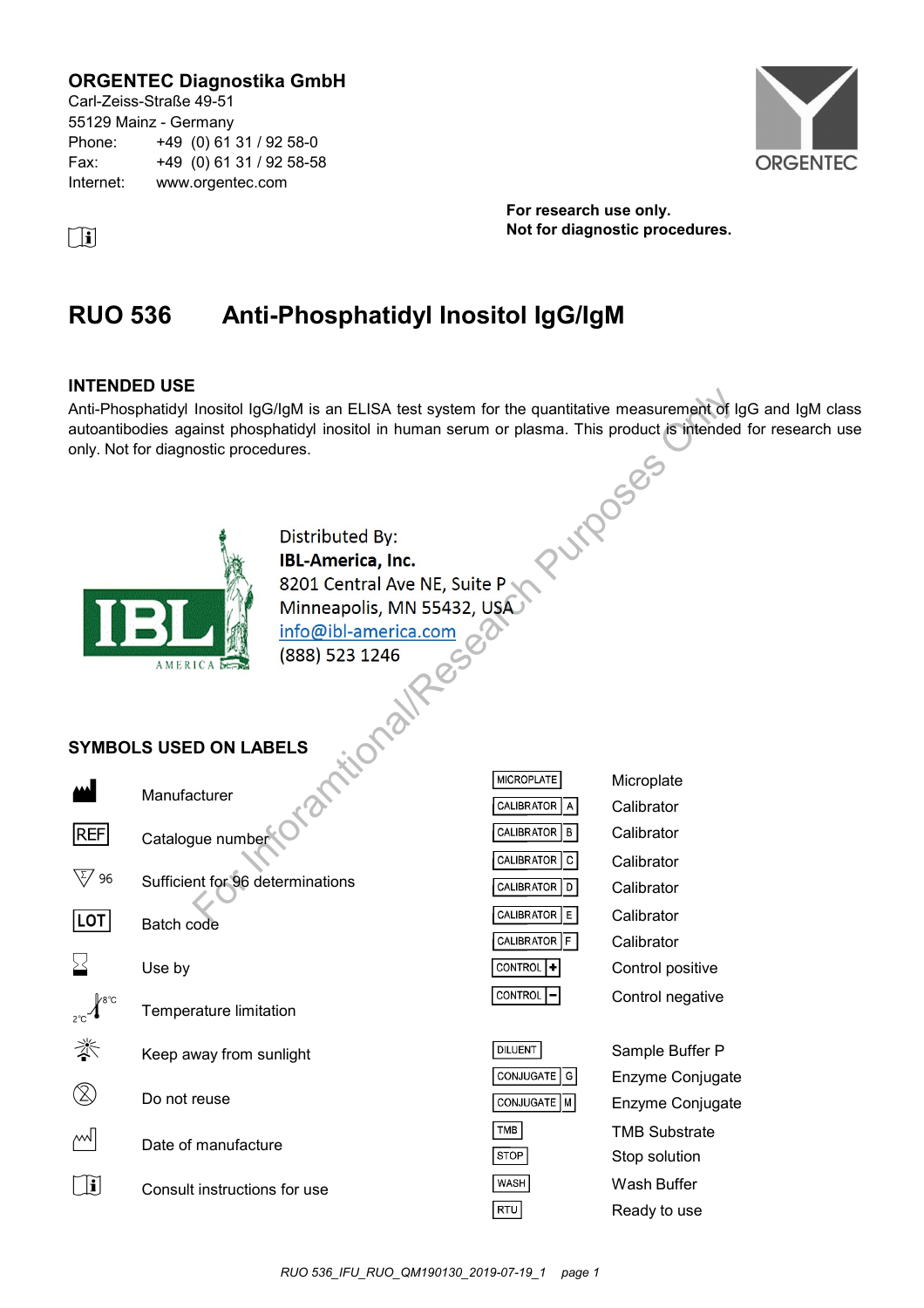**ORGENTEC Diagnostika GmbH**
Carl-Zeiss-Straße 49-51
55129 Mainz - Germany
Phone: +49 (0) 61 31 / 92 58-0
Fax: +49 (0) 61 31 / 92 58-58
Internet: www.orgentec.com

ORGENTEC

**For research use only.**
**Not for diagnostic procedures.**

# RUO 536 Anti-Phosphatidyl Inositol IgG/IgM

## INTENDED USE

Anti-Phosphatidyl Inositol IgG/IgM is an ELISA test system for the quantitative measurement of IgG and IgM class autoantibodies against phosphatidyl inositol in human serum or plasma. This product is intended for research use only. Not for diagnostic procedures.

IBL AMERICA

Distributed By:
**IBL-America, Inc.**
8201 Central Ave NE, Suite P
Minneapolis, MN 55432, USA
info@ibl-america.com
(888) 523 1246

For Inforamtional/Research Purposes Only

## SYMBOLS USED ON LABELS

| Symbol | Meaning |
|---|---|
| | Manufacturer |
| REF | Catalogue number |
| 96 | Sufficient for 96 determinations |
| LOT | Batch code |
| | Use by |
| 2°C – 8°C | Temperature limitation |
| | Keep away from sunlight |
| | Do not reuse |
| | Date of manufacture |
| | Consult instructions for use |
| MICROPLATE | Microplate |
| CALIBRATOR A | Calibrator |
| CALIBRATOR B | Calibrator |
| CALIBRATOR C | Calibrator |
| CALIBRATOR D | Calibrator |
| CALIBRATOR E | Calibrator |
| CALIBRATOR F | Calibrator |
| CONTROL + | Control positive |
| CONTROL − | Control negative |
| DILUENT | Sample Buffer P |
| CONJUGATE G | Enzyme Conjugate |
| CONJUGATE M | Enzyme Conjugate |
| TMB | TMB Substrate |
| STOP | Stop solution |
| WASH | Wash Buffer |
| RTU | Ready to use |

RUO 536_IFU_RUO_QM190130_2019-07-19_1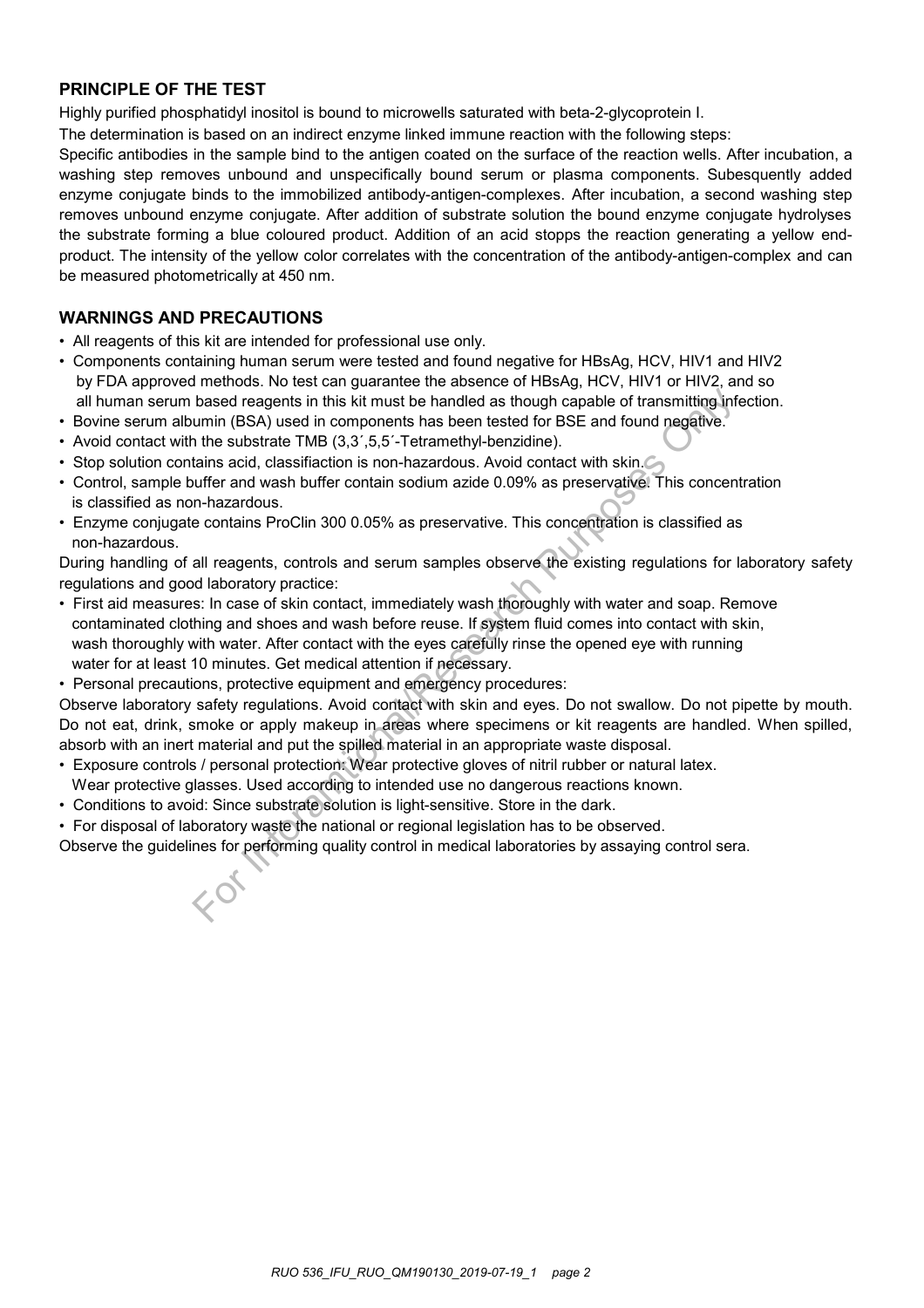## PRINCIPLE OF THE TEST

Highly purified phosphatidyl inositol is bound to microwells saturated with beta-2-glycoprotein I.

The determination is based on an indirect enzyme linked immune reaction with the following steps:

Specific antibodies in the sample bind to the antigen coated on the surface of the reaction wells. After incubation, a washing step removes unbound and unspecifically bound serum or plasma components. Subesquently added enzyme conjugate binds to the immobilized antibody-antigen-complexes. After incubation, a second washing step removes unbound enzyme conjugate. After addition of substrate solution the bound enzyme conjugate hydrolyses the substrate forming a blue coloured product. Addition of an acid stopps the reaction generating a yellow end-product. The intensity of the yellow color correlates with the concentration of the antibody-antigen-complex and can be measured photometrically at 450 nm.

## WARNINGS AND PRECAUTIONS

- All reagents of this kit are intended for professional use only.
- Components containing human serum were tested and found negative for HBsAg, HCV, HIV1 and HIV2 by FDA approved methods. No test can guarantee the absence of HBsAg, HCV, HIV1 or HIV2, and so all human serum based reagents in this kit must be handled as though capable of transmitting infection.
- Bovine serum albumin (BSA) used in components has been tested for BSE and found negative.
- Avoid contact with the substrate TMB (3,3´,5,5´-Tetramethyl-benzidine).
- Stop solution contains acid, classifiaction is non-hazardous. Avoid contact with skin.
- Control, sample buffer and wash buffer contain sodium azide 0.09% as preservative. This concentration is classified as non-hazardous.
- Enzyme conjugate contains ProClin 300 0.05% as preservative. This concentration is classified as non-hazardous.

During handling of all reagents, controls and serum samples observe the existing regulations for laboratory safety regulations and good laboratory practice:

- First aid measures: In case of skin contact, immediately wash thoroughly with water and soap. Remove contaminated clothing and shoes and wash before reuse. If system fluid comes into contact with skin, wash thoroughly with water. After contact with the eyes carefully rinse the opened eye with running water for at least 10 minutes. Get medical attention if necessary.
- Personal precautions, protective equipment and emergency procedures:

Observe laboratory safety regulations. Avoid contact with skin and eyes. Do not swallow. Do not pipette by mouth. Do not eat, drink, smoke or apply makeup in areas where specimens or kit reagents are handled. When spilled, absorb with an inert material and put the spilled material in an appropriate waste disposal.

- Exposure controls / personal protection: Wear protective gloves of nitril rubber or natural latex. Wear protective glasses. Used according to intended use no dangerous reactions known.
- Conditions to avoid: Since substrate solution is light-sensitive. Store in the dark.
- For disposal of laboratory waste the national or regional legislation has to be observed.

Observe the guidelines for performing quality control in medical laboratories by assaying control sera.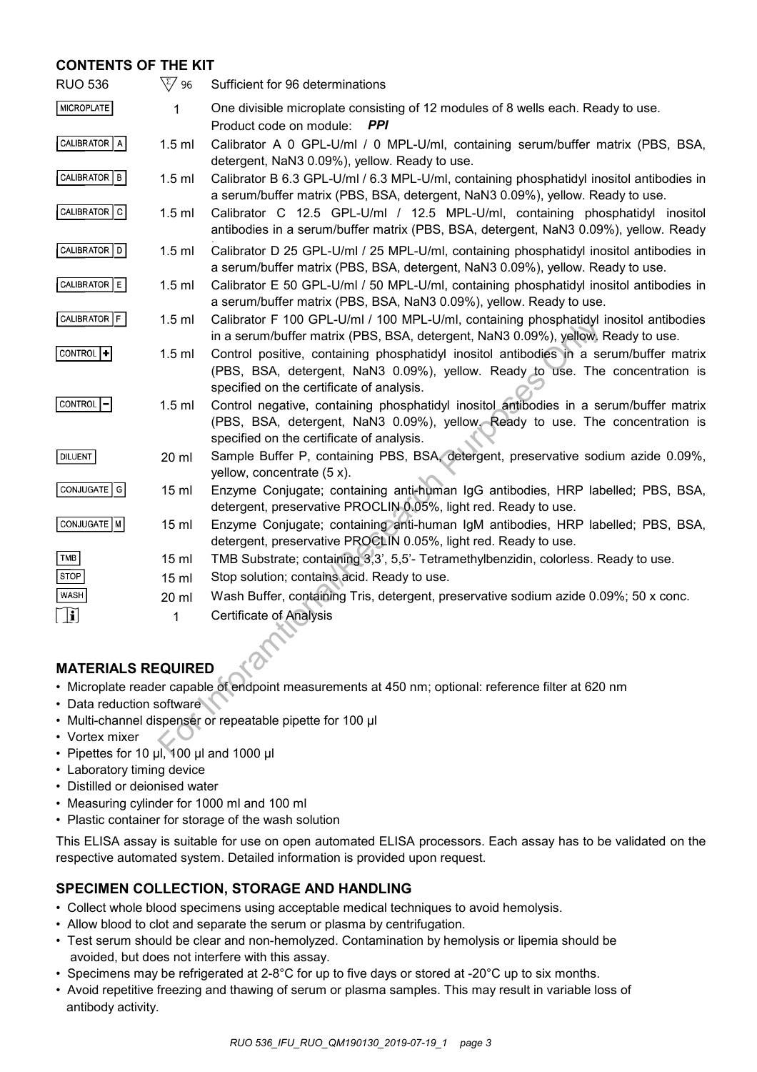## CONTENTS OF THE KIT

| | | |
|---|---|---|
| RUO 536 | Σ 96 | Sufficient for 96 determinations |
| MICROPLATE | 1 | One divisible microplate consisting of 12 modules of 8 wells each. Ready to use. Product code on module: ***PPI*** |
| CALIBRATOR A | 1.5 ml | Calibrator A 0 GPL-U/ml / 0 MPL-U/ml, containing serum/buffer matrix (PBS, BSA, detergent, NaN3 0.09%), yellow. Ready to use. |
| CALIBRATOR B | 1.5 ml | Calibrator B 6.3 GPL-U/ml / 6.3 MPL-U/ml, containing phosphatidyl inositol antibodies in a serum/buffer matrix (PBS, BSA, detergent, NaN3 0.09%), yellow. Ready to use. |
| CALIBRATOR C | 1.5 ml | Calibrator C 12.5 GPL-U/ml / 12.5 MPL-U/ml, containing phosphatidyl inositol antibodies in a serum/buffer matrix (PBS, BSA, detergent, NaN3 0.09%), yellow. Ready |
| CALIBRATOR D | 1.5 ml | Calibrator D 25 GPL-U/ml / 25 MPL-U/ml, containing phosphatidyl inositol antibodies in a serum/buffer matrix (PBS, BSA, detergent, NaN3 0.09%), yellow. Ready to use. |
| CALIBRATOR E | 1.5 ml | Calibrator E 50 GPL-U/ml / 50 MPL-U/ml, containing phosphatidyl inositol antibodies in a serum/buffer matrix (PBS, BSA, NaN3 0.09%), yellow. Ready to use. |
| CALIBRATOR F | 1.5 ml | Calibrator F 100 GPL-U/ml / 100 MPL-U/ml, containing phosphatidyl inositol antibodies in a serum/buffer matrix (PBS, BSA, detergent, NaN3 0.09%), yellow. Ready to use. |
| CONTROL + | 1.5 ml | Control positive, containing phosphatidyl inositol antibodies in a serum/buffer matrix (PBS, BSA, detergent, NaN3 0.09%), yellow. Ready to use. The concentration is specified on the certificate of analysis. |
| CONTROL − | 1.5 ml | Control negative, containing phosphatidyl inositol antibodies in a serum/buffer matrix (PBS, BSA, detergent, NaN3 0.09%), yellow. Ready to use. The concentration is specified on the certificate of analysis. |
| DILUENT | 20 ml | Sample Buffer P, containing PBS, BSA, detergent, preservative sodium azide 0.09%, yellow, concentrate (5 x). |
| CONJUGATE G | 15 ml | Enzyme Conjugate; containing anti-human IgG antibodies, HRP labelled; PBS, BSA, detergent, preservative PROCLIN 0.05%, light red. Ready to use. |
| CONJUGATE M | 15 ml | Enzyme Conjugate; containing anti-human IgM antibodies, HRP labelled; PBS, BSA, detergent, preservative PROCLIN 0.05%, light red. Ready to use. |
| TMB | 15 ml | TMB Substrate; containing 3,3', 5,5'- Tetramethylbenzidin, colorless. Ready to use. |
| STOP | 15 ml | Stop solution; contains acid. Ready to use. |
| WASH | 20 ml | Wash Buffer, containing Tris, detergent, preservative sodium azide 0.09%; 50 x conc. |
| i | 1 | Certificate of Analysis |

## MATERIALS REQUIRED

- Microplate reader capable of endpoint measurements at 450 nm; optional: reference filter at 620 nm
- Data reduction software
- Multi-channel dispenser or repeatable pipette for 100 µl
- Vortex mixer
- Pipettes for 10 µl, 100 µl and 1000 µl
- Laboratory timing device
- Distilled or deionised water
- Measuring cylinder for 1000 ml and 100 ml
- Plastic container for storage of the wash solution

This ELISA assay is suitable for use on open automated ELISA processors. Each assay has to be validated on the respective automated system. Detailed information is provided upon request.

## SPECIMEN COLLECTION, STORAGE AND HANDLING

- Collect whole blood specimens using acceptable medical techniques to avoid hemolysis.
- Allow blood to clot and separate the serum or plasma by centrifugation.
- Test serum should be clear and non-hemolyzed. Contamination by hemolysis or lipemia should be avoided, but does not interfere with this assay.
- Specimens may be refrigerated at 2-8°C for up to five days or stored at -20°C up to six months.
- Avoid repetitive freezing and thawing of serum or plasma samples. This may result in variable loss of antibody activity.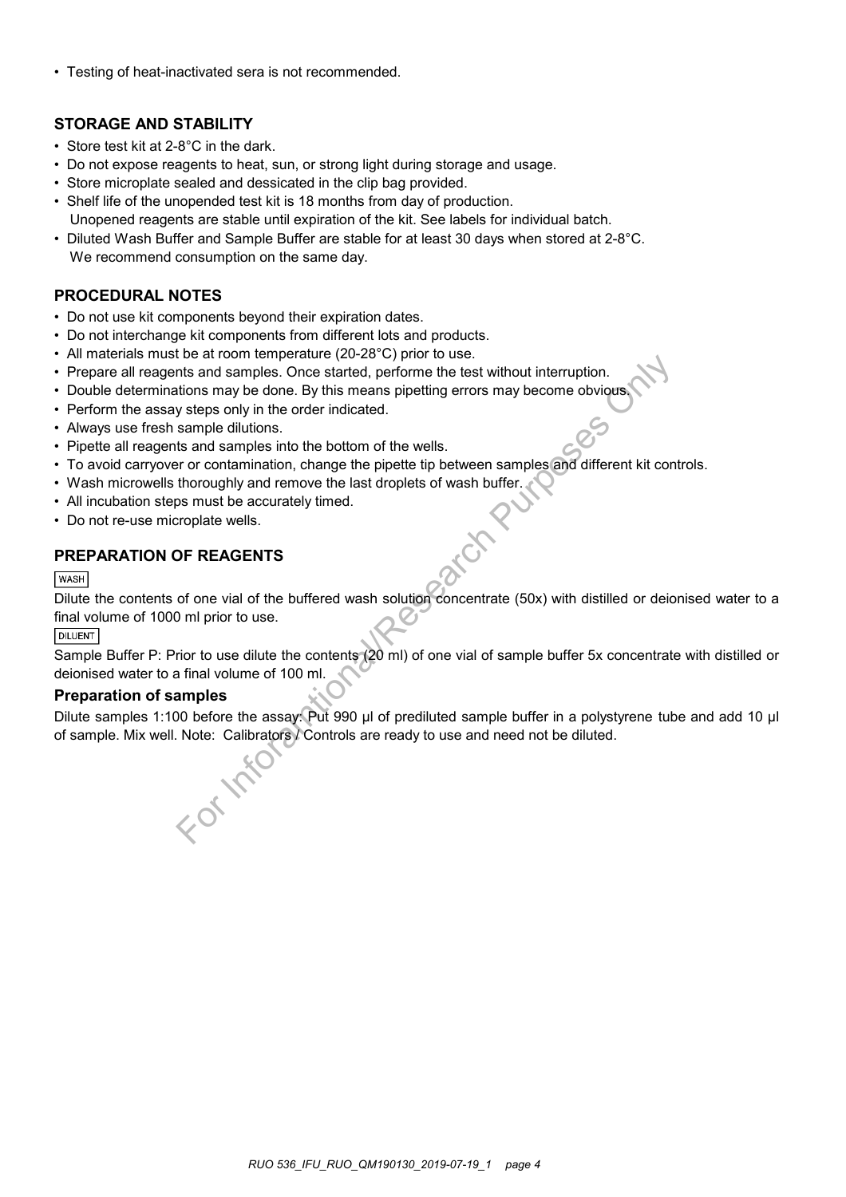- Testing of heat-inactivated sera is not recommended.

## STORAGE AND STABILITY

- Store test kit at 2-8°C in the dark.
- Do not expose reagents to heat, sun, or strong light during storage and usage.
- Store microplate sealed and dessicated in the clip bag provided.
- Shelf life of the unopened test kit is 18 months from day of production.
  Unopened reagents are stable until expiration of the kit. See labels for individual batch.
- Diluted Wash Buffer and Sample Buffer are stable for at least 30 days when stored at 2-8°C.
  We recommend consumption on the same day.

## PROCEDURAL NOTES

- Do not use kit components beyond their expiration dates.
- Do not interchange kit components from different lots and products.
- All materials must be at room temperature (20-28°C) prior to use.
- Prepare all reagents and samples. Once started, performe the test without interruption.
- Double determinations may be done. By this means pipetting errors may become obvious.
- Perform the assay steps only in the order indicated.
- Always use fresh sample dilutions.
- Pipette all reagents and samples into the bottom of the wells.
- To avoid carryover or contamination, change the pipette tip between samples and different kit controls.
- Wash microwells thoroughly and remove the last droplets of wash buffer.
- All incubation steps must be accurately timed.
- Do not re-use microplate wells.

## PREPARATION OF REAGENTS

WASH

Dilute the contents of one vial of the buffered wash solution concentrate (50x) with distilled or deionised water to a final volume of 1000 ml prior to use.

DILUENT

Sample Buffer P: Prior to use dilute the contents (20 ml) of one vial of sample buffer 5x concentrate with distilled or deionised water to a final volume of 100 ml.

### Preparation of samples

Dilute samples 1:100 before the assay: Put 990 µl of prediluted sample buffer in a polystyrene tube and add 10 µl of sample. Mix well. Note: Calibrators / Controls are ready to use and need not be diluted.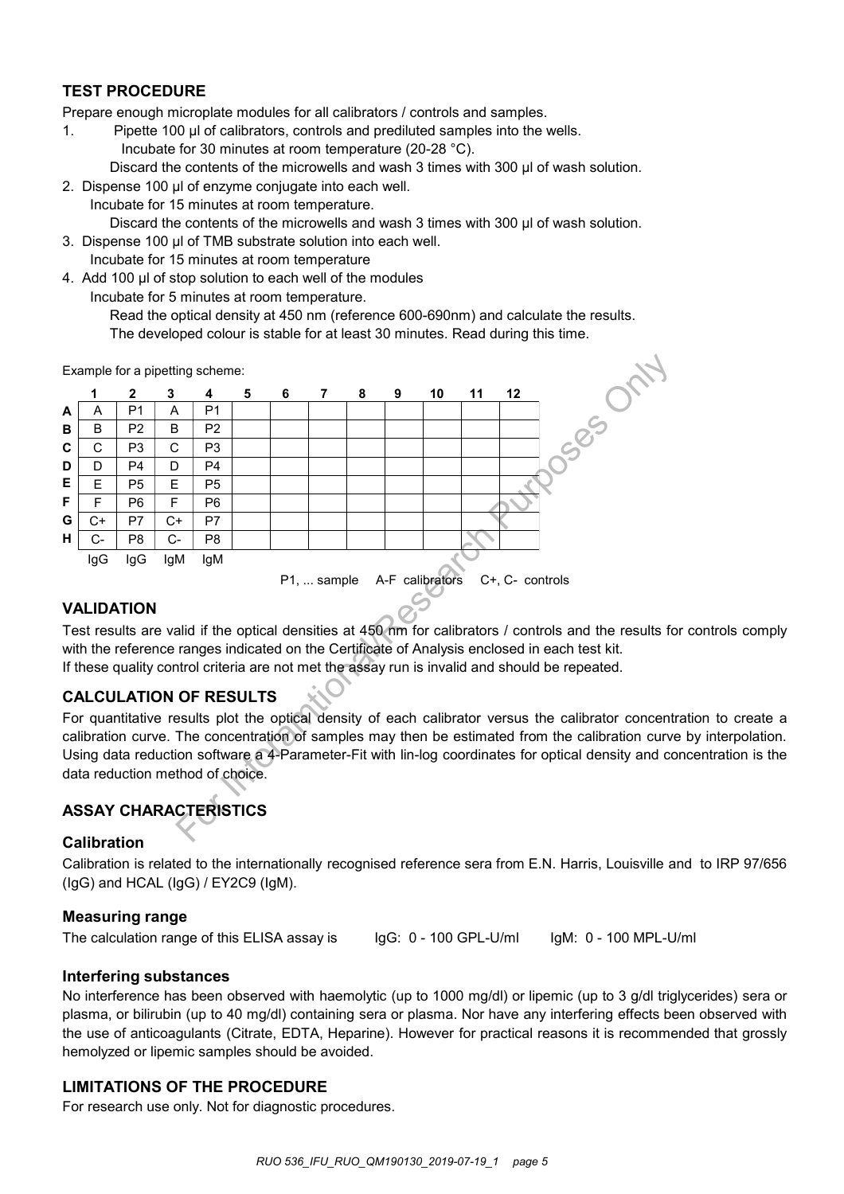## TEST PROCEDURE

Prepare enough microplate modules for all calibrators / controls and samples.

1. Pipette 100 µl of calibrators, controls and prediluted samples into the wells.
   Incubate for 30 minutes at room temperature (20-28 °C).
   Discard the contents of the microwells and wash 3 times with 300 µl of wash solution.
2. Dispense 100 µl of enzyme conjugate into each well.
   Incubate for 15 minutes at room temperature.
   Discard the contents of the microwells and wash 3 times with 300 µl of wash solution.
3. Dispense 100 µl of TMB substrate solution into each well.
   Incubate for 15 minutes at room temperature
4. Add 100 µl of stop solution to each well of the modules
   Incubate for 5 minutes at room temperature.
   Read the optical density at 450 nm (reference 600-690nm) and calculate the results.
   The developed colour is stable for at least 30 minutes. Read during this time.

Example for a pipetting scheme:

| | 1 | 2 | 3 | 4 | 5 | 6 | 7 | 8 | 9 | 10 | 11 | 12 |
|---|---|---|---|---|---|---|---|---|---|---|---|---|
| **A** | A | P1 | A | P1 | | | | | | | | |
| **B** | B | P2 | B | P2 | | | | | | | | |
| **C** | C | P3 | C | P3 | | | | | | | | |
| **D** | D | P4 | D | P4 | | | | | | | | |
| **E** | E | P5 | E | P5 | | | | | | | | |
| **F** | F | P6 | F | P6 | | | | | | | | |
| **G** | C+ | P7 | C+ | P7 | | | | | | | | |
| **H** | C- | P8 | C- | P8 | | | | | | | | |
| | IgG | IgG | IgM | IgM | | | | | | | | |

P1, ... sample A-F calibrators C+, C- controls

## VALIDATION

Test results are valid if the optical densities at 450 nm for calibrators / controls and the results for controls comply with the reference ranges indicated on the Certificate of Analysis enclosed in each test kit.
If these quality control criteria are not met the assay run is invalid and should be repeated.

## CALCULATION OF RESULTS

For quantitative results plot the optical density of each calibrator versus the calibrator concentration to create a calibration curve. The concentration of samples may then be estimated from the calibration curve by interpolation. Using data reduction software a 4-Parameter-Fit with lin-log coordinates for optical density and concentration is the data reduction method of choice.

## ASSAY CHARACTERISTICS

### Calibration

Calibration is related to the internationally recognised reference sera from E.N. Harris, Louisville and to IRP 97/656 (IgG) and HCAL (IgG) / EY2C9 (IgM).

### Measuring range

The calculation range of this ELISA assay is IgG: 0 - 100 GPL-U/ml IgM: 0 - 100 MPL-U/ml

### Interfering substances

No interference has been observed with haemolytic (up to 1000 mg/dl) or lipemic (up to 3 g/dl triglycerides) sera or plasma, or bilirubin (up to 40 mg/dl) containing sera or plasma. Nor have any interfering effects been observed with the use of anticoagulants (Citrate, EDTA, Heparine). However for practical reasons it is recommended that grossly hemolyzed or lipemic samples should be avoided.

## LIMITATIONS OF THE PROCEDURE

For research use only. Not for diagnostic procedures.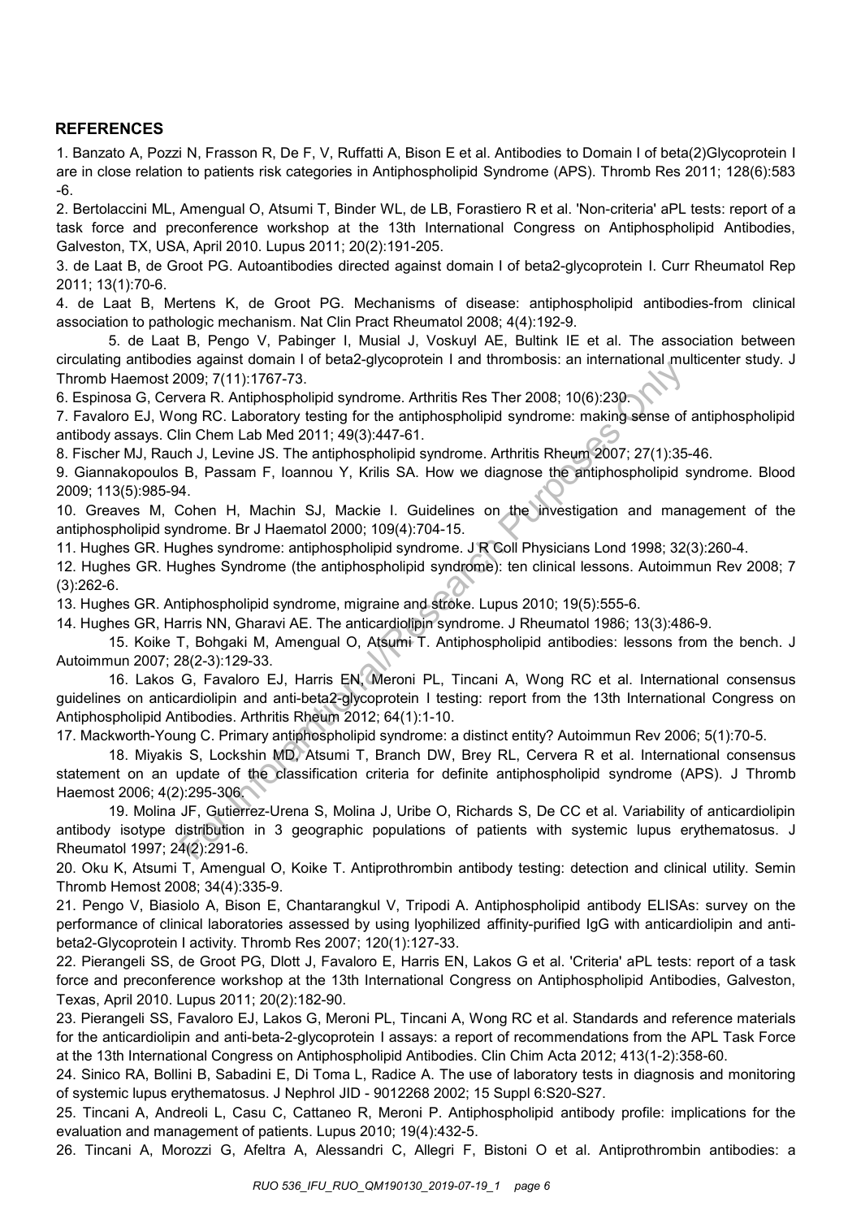## REFERENCES

1. Banzato A, Pozzi N, Frasson R, De F, V, Ruffatti A, Bison E et al. Antibodies to Domain I of beta(2)Glycoprotein I are in close relation to patients risk categories in Antiphospholipid Syndrome (APS). Thromb Res 2011; 128(6):583 -6.

2. Bertolaccini ML, Amengual O, Atsumi T, Binder WL, de LB, Forastiero R et al. 'Non-criteria' aPL tests: report of a task force and preconference workshop at the 13th International Congress on Antiphospholipid Antibodies, Galveston, TX, USA, April 2010. Lupus 2011; 20(2):191-205.

3. de Laat B, de Groot PG. Autoantibodies directed against domain I of beta2-glycoprotein I. Curr Rheumatol Rep 2011; 13(1):70-6.

4. de Laat B, Mertens K, de Groot PG. Mechanisms of disease: antiphospholipid antibodies-from clinical association to pathologic mechanism. Nat Clin Pract Rheumatol 2008; 4(4):192-9.

5. de Laat B, Pengo V, Pabinger I, Musial J, Voskuyl AE, Bultink IE et al. The association between circulating antibodies against domain I of beta2-glycoprotein I and thrombosis: an international multicenter study. J Thromb Haemost 2009; 7(11):1767-73.

6. Espinosa G, Cervera R. Antiphospholipid syndrome. Arthritis Res Ther 2008; 10(6):230.

7. Favaloro EJ, Wong RC. Laboratory testing for the antiphospholipid syndrome: making sense of antiphospholipid antibody assays. Clin Chem Lab Med 2011; 49(3):447-61.

8. Fischer MJ, Rauch J, Levine JS. The antiphospholipid syndrome. Arthritis Rheum 2007; 27(1):35-46.

9. Giannakopoulos B, Passam F, Ioannou Y, Krilis SA. How we diagnose the antiphospholipid syndrome. Blood 2009; 113(5):985-94.

10. Greaves M, Cohen H, Machin SJ, Mackie I. Guidelines on the investigation and management of the antiphospholipid syndrome. Br J Haematol 2000; 109(4):704-15.

11. Hughes GR. Hughes syndrome: antiphospholipid syndrome. J R Coll Physicians Lond 1998; 32(3):260-4.

12. Hughes GR. Hughes Syndrome (the antiphospholipid syndrome): ten clinical lessons. Autoimmun Rev 2008; 7 (3):262-6.

13. Hughes GR. Antiphospholipid syndrome, migraine and stroke. Lupus 2010; 19(5):555-6.

14. Hughes GR, Harris NN, Gharavi AE. The anticardiolipin syndrome. J Rheumatol 1986; 13(3):486-9.

15. Koike T, Bohgaki M, Amengual O, Atsumi T. Antiphospholipid antibodies: lessons from the bench. J Autoimmun 2007; 28(2-3):129-33.

16. Lakos G, Favaloro EJ, Harris EN, Meroni PL, Tincani A, Wong RC et al. International consensus guidelines on anticardiolipin and anti-beta2-glycoprotein I testing: report from the 13th International Congress on Antiphospholipid Antibodies. Arthritis Rheum 2012; 64(1):1-10.

17. Mackworth-Young C. Primary antiphospholipid syndrome: a distinct entity? Autoimmun Rev 2006; 5(1):70-5.

18. Miyakis S, Lockshin MD, Atsumi T, Branch DW, Brey RL, Cervera R et al. International consensus statement on an update of the classification criteria for definite antiphospholipid syndrome (APS). J Thromb Haemost 2006; 4(2):295-306.

19. Molina JF, Gutierrez-Urena S, Molina J, Uribe O, Richards S, De CC et al. Variability of anticardiolipin antibody isotype distribution in 3 geographic populations of patients with systemic lupus erythematosus. J Rheumatol 1997; 24(2):291-6.

20. Oku K, Atsumi T, Amengual O, Koike T. Antiprothrombin antibody testing: detection and clinical utility. Semin Thromb Hemost 2008; 34(4):335-9.

21. Pengo V, Biasiolo A, Bison E, Chantarangkul V, Tripodi A. Antiphospholipid antibody ELISAs: survey on the performance of clinical laboratories assessed by using lyophilized affinity-purified IgG with anticardiolipin and anti-beta2-Glycoprotein I activity. Thromb Res 2007; 120(1):127-33.

22. Pierangeli SS, de Groot PG, Dlott J, Favaloro E, Harris EN, Lakos G et al. 'Criteria' aPL tests: report of a task force and preconference workshop at the 13th International Congress on Antiphospholipid Antibodies, Galveston, Texas, April 2010. Lupus 2011; 20(2):182-90.

23. Pierangeli SS, Favaloro EJ, Lakos G, Meroni PL, Tincani A, Wong RC et al. Standards and reference materials for the anticardiolipin and anti-beta-2-glycoprotein I assays: a report of recommendations from the APL Task Force at the 13th International Congress on Antiphospholipid Antibodies. Clin Chim Acta 2012; 413(1-2):358-60.

24. Sinico RA, Bollini B, Sabadini E, Di Toma L, Radice A. The use of laboratory tests in diagnosis and monitoring of systemic lupus erythematosus. J Nephrol JID - 9012268 2002; 15 Suppl 6:S20-S27.

25. Tincani A, Andreoli L, Casu C, Cattaneo R, Meroni P. Antiphospholipid antibody profile: implications for the evaluation and management of patients. Lupus 2010; 19(4):432-5.

26. Tincani A, Morozzi G, Afeltra A, Alessandri C, Allegri F, Bistoni O et al. Antiprothrombin antibodies: a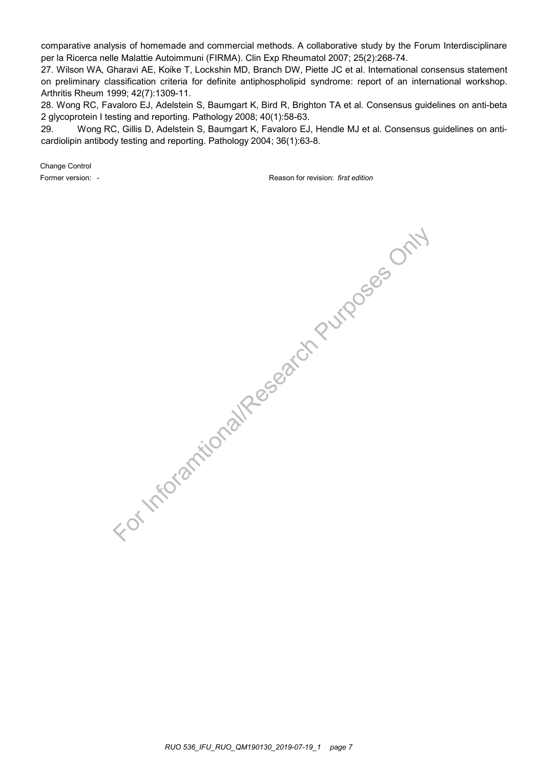comparative analysis of homemade and commercial methods. A collaborative study by the Forum Interdisciplinare per la Ricerca nelle Malattie Autoimmuni (FIRMA). Clin Exp Rheumatol 2007; 25(2):268-74.

27. Wilson WA, Gharavi AE, Koike T, Lockshin MD, Branch DW, Piette JC et al. International consensus statement on preliminary classification criteria for definite antiphospholipid syndrome: report of an international workshop. Arthritis Rheum 1999; 42(7):1309-11.

28. Wong RC, Favaloro EJ, Adelstein S, Baumgart K, Bird R, Brighton TA et al. Consensus guidelines on anti-beta 2 glycoprotein I testing and reporting. Pathology 2008; 40(1):58-63.

29. Wong RC, Gillis D, Adelstein S, Baumgart K, Favaloro EJ, Hendle MJ et al. Consensus guidelines on anti-cardiolipin antibody testing and reporting. Pathology 2004; 36(1):63-8.

Change Control

Former version: -

Reason for revision: *first edition*

For Inforamtional/Research Purposes Only